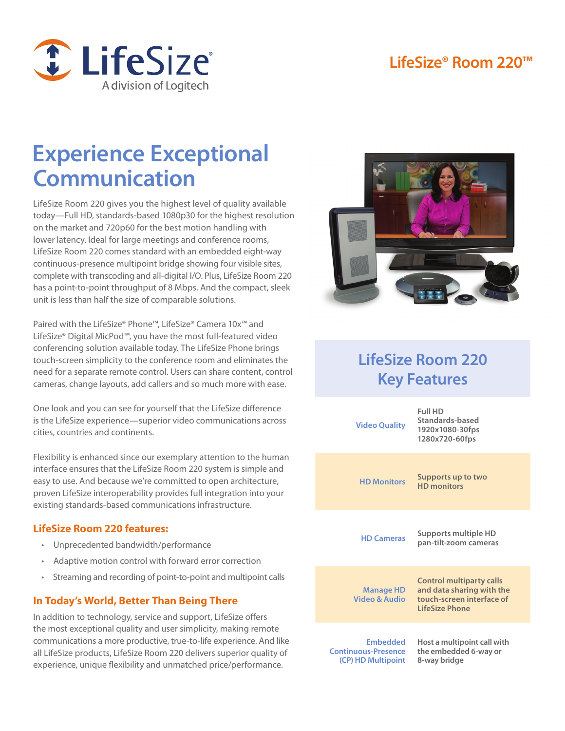LifeSize® Room 220™

# Experience Exceptional Communication

LifeSize Room 220 gives you the highest level of quality available today—Full HD, standards-based 1080p30 for the highest resolution on the market and 720p60 for the best motion handling with lower latency. Ideal for large meetings and conference rooms, LifeSize Room 220 comes standard with an embedded eight-way continuous-presence multipoint bridge showing four visible sites, complete with transcoding and all-digital I/O. Plus, LifeSize Room 220 has a point-to-point throughput of 8 Mbps. And the compact, sleek unit is less than half the size of comparable solutions.

Paired with the LifeSize® Phone™, LifeSize® Camera 10x™ and LifeSize® Digital MicPod™, you have the most full-featured video conferencing solution available today. The LifeSize Phone brings touch-screen simplicity to the conference room and eliminates the need for a separate remote control. Users can share content, control cameras, change layouts, add callers and so much more with ease.

One look and you can see for yourself that the LifeSize difference is the LifeSize experience—superior video communications across cities, countries and continents.

Flexibility is enhanced since our exemplary attention to the human interface ensures that the LifeSize Room 220 system is simple and easy to use. And because we're committed to open architecture, proven LifeSize interoperability provides full integration into your existing standards-based communications infrastructure.

### LifeSize Room 220 features:

- Unprecedented bandwidth/performance
- Adaptive motion control with forward error correction
- Streaming and recording of point-to-point and multipoint calls

### In Today's World, Better Than Being There

In addition to technology, service and support, LifeSize offers the most exceptional quality and user simplicity, making remote communications a more productive, true-to-life experience. And like all LifeSize products, LifeSize Room 220 delivers superior quality of experience, unique flexibility and unmatched price/performance.

## LifeSize Room 220 Key Features

| Feature | Description |
|---|---|
| Video Quality | Full HD Standards-based 1920x1080-30fps 1280x720-60fps |
| HD Monitors | Supports up to two HD monitors |
| HD Cameras | Supports multiple HD pan-tilt-zoom cameras |
| Manage HD Video & Audio | Control multiparty calls and data sharing with the touch-screen interface of LifeSize Phone |
| Embedded Continuous-Presence (CP) HD Multipoint | Host a multipoint call with the embedded 6-way or 8-way bridge |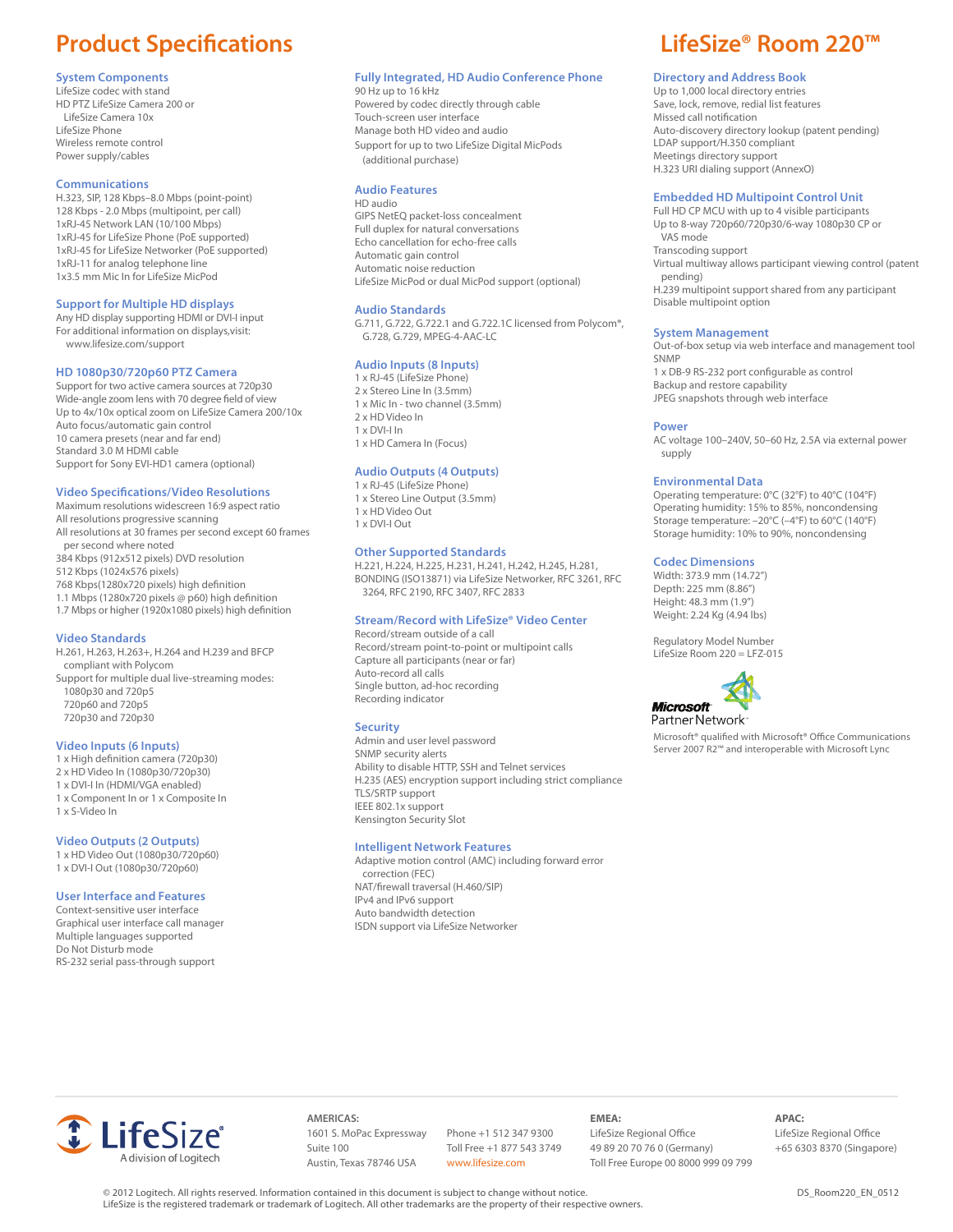# Product Specifications

# LifeSize® Room 220™

### System Components
LifeSize codec with stand
HD PTZ LifeSize Camera 200 or LifeSize Camera 10x
LifeSize Phone
Wireless remote control
Power supply/cables

### Communications
H.323, SIP, 128 Kbps–8.0 Mbps (point-point)
128 Kbps - 2.0 Mbps (multipoint, per call)
1xRJ-45 Network LAN (10/100 Mbps)
1xRJ-45 for LifeSize Phone (PoE supported)
1xRJ-45 for LifeSize Networker (PoE supported)
1xRJ-11 for analog telephone line
1x3.5 mm Mic In for LifeSize MicPod

### Support for Multiple HD displays
Any HD display supporting HDMI or DVI-I input
For additional information on displays,visit: www.lifesize.com/support

### HD 1080p30/720p60 PTZ Camera
Support for two active camera sources at 720p30
Wide-angle zoom lens with 70 degree field of view
Up to 4x/10x optical zoom on LifeSize Camera 200/10x
Auto focus/automatic gain control
10 camera presets (near and far end)
Standard 3.0 M HDMI cable
Support for Sony EVI-HD1 camera (optional)

### Video Specifications/Video Resolutions
Maximum resolutions widescreen 16:9 aspect ratio
All resolutions progressive scanning
All resolutions at 30 frames per second except 60 frames per second where noted
384 Kbps (912x512 pixels) DVD resolution
512 Kbps (1024x576 pixels)
768 Kbps(1280x720 pixels) high definition
1.1 Mbps (1280x720 pixels @ p60) high definition
1.7 Mbps or higher (1920x1080 pixels) high definition

### Video Standards
H.261, H.263, H.263+, H.264 and H.239 and BFCP compliant with Polycom
Support for multiple dual live-streaming modes:
1080p30 and 720p5
720p60 and 720p5
720p30 and 720p30

### Video Inputs (6 Inputs)
1 x High definition camera (720p30)
2 x HD Video In (1080p30/720p30)
1 x DVI-I In (HDMI/VGA enabled)
1 x Component In or 1 x Composite In
1 x S-Video In

### Video Outputs (2 Outputs)
1 x HD Video Out (1080p30/720p60)
1 x DVI-I Out (1080p30/720p60)

### User Interface and Features
Context-sensitive user interface
Graphical user interface call manager
Multiple languages supported
Do Not Disturb mode
RS-232 serial pass-through support

### Fully Integrated, HD Audio Conference Phone
90 Hz up to 16 kHz
Powered by codec directly through cable
Touch-screen user interface
Manage both HD video and audio
Support for up to two LifeSize Digital MicPods (additional purchase)

### Audio Features
HD audio
GIPS NetEQ packet-loss concealment
Full duplex for natural conversations
Echo cancellation for echo-free calls
Automatic gain control
Automatic noise reduction
LifeSize MicPod or dual MicPod support (optional)

### Audio Standards
G.711, G.722, G.722.1 and G.722.1C licensed from Polycom®, G.728, G.729, MPEG-4-AAC-LC

### Audio Inputs (8 Inputs)
1 x RJ-45 (LifeSize Phone)
2 x Stereo Line In (3.5mm)
1 x Mic In - two channel (3.5mm)
2 x HD Video In
1 x DVI-I In
1 x HD Camera In (Focus)

### Audio Outputs (4 Outputs)
1 x RJ-45 (LifeSize Phone)
1 x Stereo Line Output (3.5mm)
1 x HD Video Out
1 x DVI-I Out

### Other Supported Standards
H.221, H.224, H.225, H.231, H.241, H.242, H.245, H.281, BONDING (ISO13871) via LifeSize Networker, RFC 3261, RFC 3264, RFC 2190, RFC 3407, RFC 2833

### Stream/Record with LifeSize® Video Center
Record/stream outside of a call
Record/stream point-to-point or multipoint calls
Capture all participants (near or far)
Auto-record all calls
Single button, ad-hoc recording
Recording indicator

### Security
Admin and user level password
SNMP security alerts
Ability to disable HTTP, SSH and Telnet services
H.235 (AES) encryption support including strict compliance
TLS/SRTP support
IEEE 802.1x support
Kensington Security Slot

### Intelligent Network Features
Adaptive motion control (AMC) including forward error correction (FEC)
NAT/firewall traversal (H.460/SIP)
IPv4 and IPv6 support
Auto bandwidth detection
ISDN support via LifeSize Networker

### Directory and Address Book
Up to 1,000 local directory entries
Save, lock, remove, redial list features
Missed call notification
Auto-discovery directory lookup (patent pending)
LDAP support/H.350 compliant
Meetings directory support
H.323 URI dialing support (AnnexO)

### Embedded HD Multipoint Control Unit
Full HD CP MCU with up to 4 visible participants
Up to 8-way 720p60/720p30/6-way 1080p30 CP or VAS mode
Transcoding support
Virtual multiway allows participant viewing control (patent pending)
H.239 multipoint support shared from any participant
Disable multipoint option

### System Management
Out-of-box setup via web interface and management tool
SNMP
1 x DB-9 RS-232 port configurable as control
Backup and restore capability
JPEG snapshots through web interface

### Power
AC voltage 100–240V, 50–60 Hz, 2.5A via external power supply

### Environmental Data
Operating temperature: 0°C (32°F) to 40°C (104°F)
Operating humidity: 15% to 85%, noncondensing
Storage temperature: –20°C (–4°F) to 60°C (140°F)
Storage humidity: 10% to 90%, noncondensing

### Codec Dimensions
Width: 373.9 mm (14.72")
Depth: 225 mm (8.86")
Height: 48.3 mm (1.9")
Weight: 2.24 Kg (4.94 lbs)

Regulatory Model Number
LifeSize Room 220 = LFZ-015

Microsoft Partner Network

Microsoft® qualified with Microsoft® Office Communications Server 2007 R2™ and interoperable with Microsoft Lync

LifeSize® A division of Logitech

**AMERICAS:**
1601 S. MoPac Expressway
Suite 100
Austin, Texas 78746 USA
Phone +1 512 347 9300
Toll Free +1 877 543 3749
www.lifesize.com

**EMEA:**
LifeSize Regional Office
49 89 20 70 76 0 (Germany)
Toll Free Europe 00 8000 999 09 799

**APAC:**
LifeSize Regional Office
+65 6303 8370 (Singapore)

© 2012 Logitech. All rights reserved. Information contained in this document is subject to change without notice.
LifeSize is the registered trademark or trademark of Logitech. All other trademarks are the property of their respective owners.

DS_Room220_EN_0512